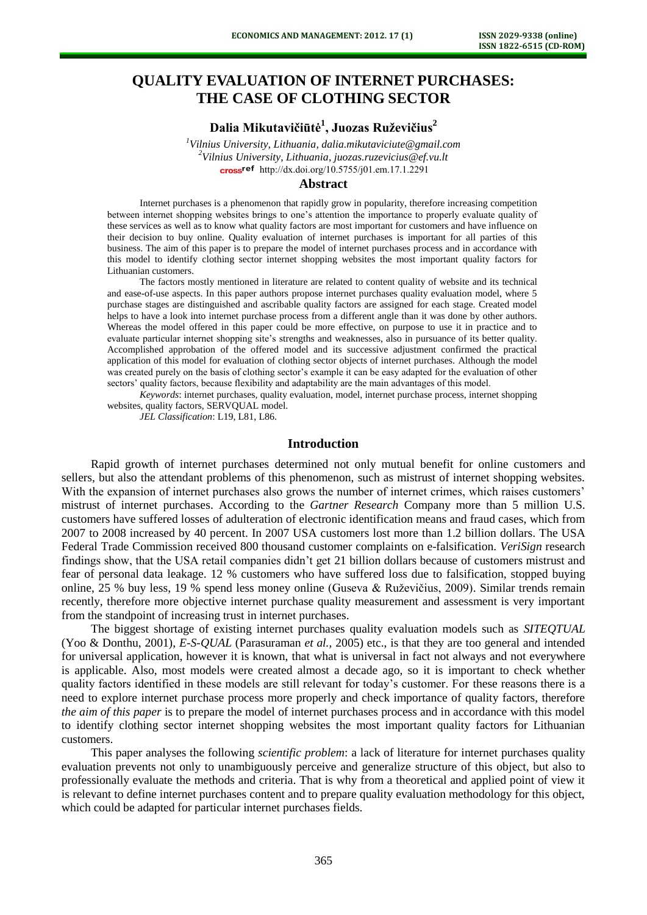# QUALITY EVALUATION OF INTERNET PURCHASES: THE CASE OF CLOTHING SECTOR

**Dalia Mikutavičiūtė[1], Juozas Ruževičius[2]**

*[1]Vilnius University, Lithuania, dalia.mikutaviciute@gmail.com*
*[2]Vilnius University, Lithuania, juozas.ruzevicius@ef.vu.lt*
http://dx.doi.org/10.5755/j01.em.17.1.2291

## Abstract

Internet purchases is a phenomenon that rapidly grow in popularity, therefore increasing competition between internet shopping websites brings to one's attention the importance to properly evaluate quality of these services as well as to know what quality factors are most important for customers and have influence on their decision to buy online. Quality evaluation of internet purchases is important for all parties of this business. The aim of this paper is to prepare the model of internet purchases process and in accordance with this model to identify clothing sector internet shopping websites the most important quality factors for Lithuanian customers.

The factors mostly mentioned in literature are related to content quality of website and its technical and ease-of-use aspects. In this paper authors propose internet purchases quality evaluation model, where 5 purchase stages are distinguished and ascribable quality factors are assigned for each stage. Created model helps to have a look into internet purchase process from a different angle than it was done by other authors. Whereas the model offered in this paper could be more effective, on purpose to use it in practice and to evaluate particular internet shopping site's strengths and weaknesses, also in pursuance of its better quality. Accomplished approbation of the offered model and its successive adjustment confirmed the practical application of this model for evaluation of clothing sector objects of internet purchases. Although the model was created purely on the basis of clothing sector's example it can be easy adapted for the evaluation of other sectors' quality factors, because flexibility and adaptability are the main advantages of this model.

*Keywords*: internet purchases, quality evaluation, model, internet purchase process, internet shopping websites, quality factors, SERVQUAL model.

*JEL Classification*: L19, L81, L86.

## Introduction

Rapid growth of internet purchases determined not only mutual benefit for online customers and sellers, but also the attendant problems of this phenomenon, such as mistrust of internet shopping websites. With the expansion of internet purchases also grows the number of internet crimes, which raises customers' mistrust of internet purchases. According to the *Gartner Research* Company more than 5 million U.S. customers have suffered losses of adulteration of electronic identification means and fraud cases, which from 2007 to 2008 increased by 40 percent. In 2007 USA customers lost more than 1.2 billion dollars. The USA Federal Trade Commission received 800 thousand customer complaints on e-falsification. *VeriSign* research findings show, that the USA retail companies didn't get 21 billion dollars because of customers mistrust and fear of personal data leakage. 12 % customers who have suffered loss due to falsification, stopped buying online, 25 % buy less, 19 % spend less money online (Guseva & Ruževičius, 2009). Similar trends remain recently, therefore more objective internet purchase quality measurement and assessment is very important from the standpoint of increasing trust in internet purchases.

The biggest shortage of existing internet purchases quality evaluation models such as *SITEQTUAL* (Yoo & Donthu, 2001), *E-S-QUAL* (Parasuraman *et al.*, 2005) etc., is that they are too general and intended for universal application, however it is known, that what is universal in fact not always and not everywhere is applicable. Also, most models were created almost a decade ago, so it is important to check whether quality factors identified in these models are still relevant for today's customer. For these reasons there is a need to explore internet purchase process more properly and check importance of quality factors, therefore *the aim of this paper* is to prepare the model of internet purchases process and in accordance with this model to identify clothing sector internet shopping websites the most important quality factors for Lithuanian customers.

This paper analyses the following *scientific problem*: a lack of literature for internet purchases quality evaluation prevents not only to unambiguously perceive and generalize structure of this object, but also to professionally evaluate the methods and criteria. That is why from a theoretical and applied point of view it is relevant to define internet purchases content and to prepare quality evaluation methodology for this object, which could be adapted for particular internet purchases fields.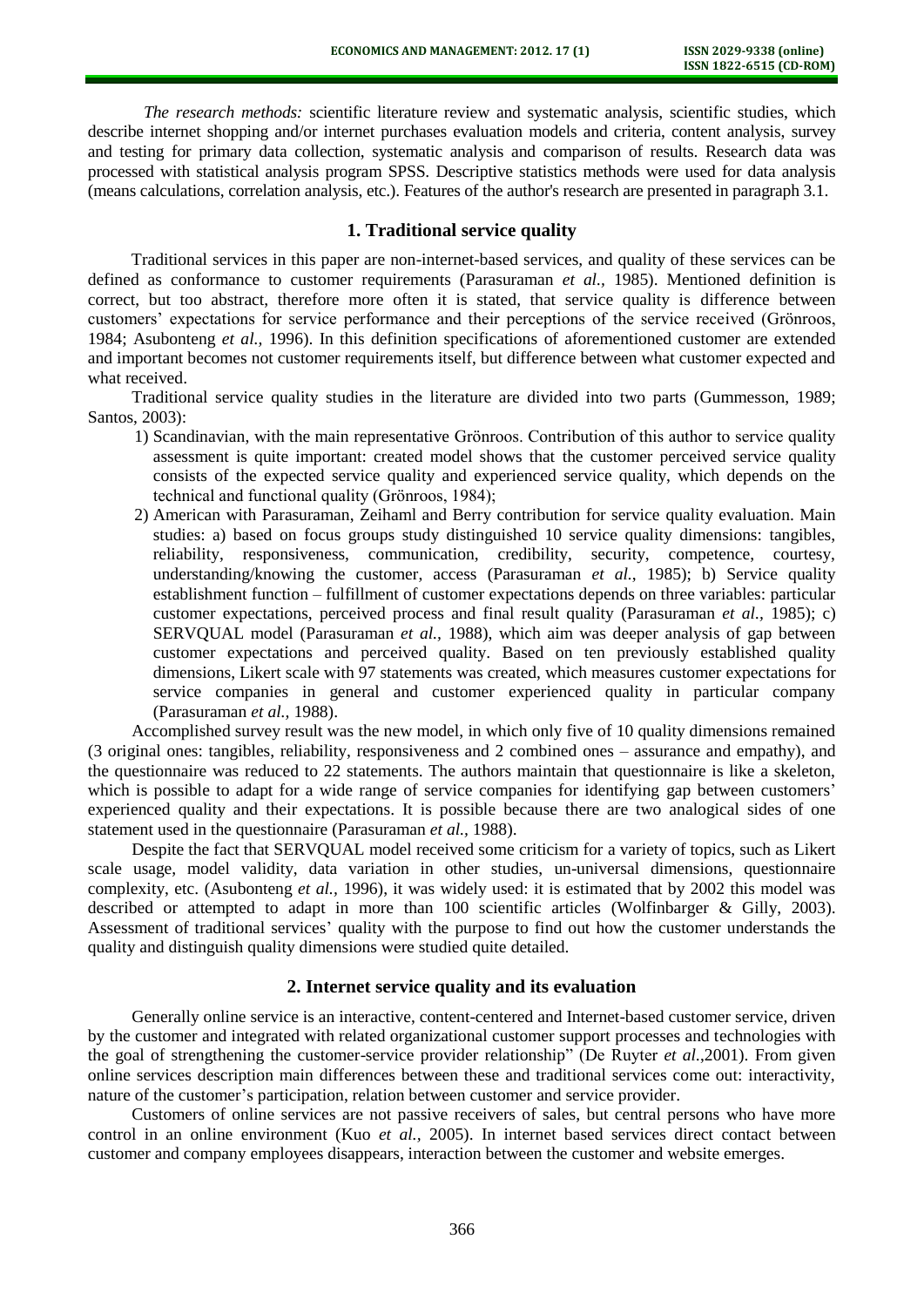*The research methods:* scientific literature review and systematic analysis, scientific studies, which describe internet shopping and/or internet purchases evaluation models and criteria, content analysis, survey and testing for primary data collection, systematic analysis and comparison of results. Research data was processed with statistical analysis program SPSS. Descriptive statistics methods were used for data analysis (means calculations, correlation analysis, etc.). Features of the author's research are presented in paragraph 3.1.

## 1. Traditional service quality

Traditional services in this paper are non-internet-based services, and quality of these services can be defined as conformance to customer requirements (Parasuraman *et al.,* 1985). Mentioned definition is correct, but too abstract, therefore more often it is stated, that service quality is difference between customers' expectations for service performance and their perceptions of the service received (Grönroos, 1984; Asubonteng *et al.,* 1996). In this definition specifications of aforementioned customer are extended and important becomes not customer requirements itself, but difference between what customer expected and what received.

Traditional service quality studies in the literature are divided into two parts (Gummesson, 1989; Santos, 2003):

1) Scandinavian, with the main representative Grönroos. Contribution of this author to service quality assessment is quite important: created model shows that the customer perceived service quality consists of the expected service quality and experienced service quality, which depends on the technical and functional quality (Grönroos, 1984);
2) American with Parasuraman, Zeihaml and Berry contribution for service quality evaluation. Main studies: a) based on focus groups study distinguished 10 service quality dimensions: tangibles, reliability, responsiveness, communication, credibility, security, competence, courtesy, understanding/knowing the customer, access (Parasuraman *et al.*, 1985); b) Service quality establishment function – fulfillment of customer expectations depends on three variables: particular customer expectations, perceived process and final result quality (Parasuraman *et al.*, 1985); c) SERVQUAL model (Parasuraman *et al.,* 1988), which aim was deeper analysis of gap between customer expectations and perceived quality. Based on ten previously established quality dimensions, Likert scale with 97 statements was created, which measures customer expectations for service companies in general and customer experienced quality in particular company (Parasuraman *et al.,* 1988).

Accomplished survey result was the new model, in which only five of 10 quality dimensions remained (3 original ones: tangibles, reliability, responsiveness and 2 combined ones – assurance and empathy), and the questionnaire was reduced to 22 statements. The authors maintain that questionnaire is like a skeleton, which is possible to adapt for a wide range of service companies for identifying gap between customers' experienced quality and their expectations. It is possible because there are two analogical sides of one statement used in the questionnaire (Parasuraman *et al.,* 1988).

Despite the fact that SERVQUAL model received some criticism for a variety of topics, such as Likert scale usage, model validity, data variation in other studies, un-universal dimensions, questionnaire complexity, etc. (Asubonteng *et al.,* 1996), it was widely used: it is estimated that by 2002 this model was described or attempted to adapt in more than 100 scientific articles (Wolfinbarger & Gilly, 2003). Assessment of traditional services' quality with the purpose to find out how the customer understands the quality and distinguish quality dimensions were studied quite detailed.

## 2. Internet service quality and its evaluation

Generally online service is an interactive, content-centered and Internet-based customer service, driven by the customer and integrated with related organizational customer support processes and technologies with the goal of strengthening the customer-service provider relationship" (De Ruyter *et al*.,2001). From given online services description main differences between these and traditional services come out: interactivity, nature of the customer's participation, relation between customer and service provider.

Customers of online services are not passive receivers of sales, but central persons who have more control in an online environment (Kuo *et al.,* 2005). In internet based services direct contact between customer and company employees disappears, interaction between the customer and website emerges.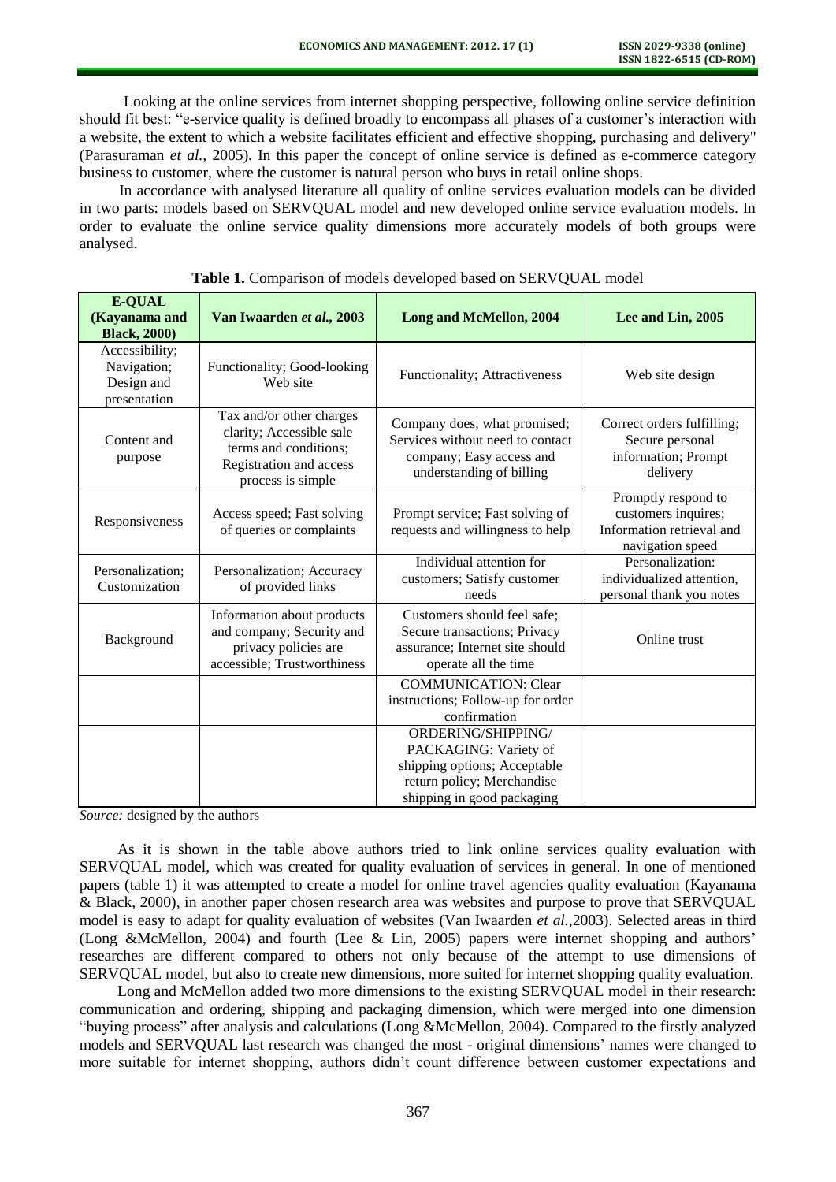Looking at the online services from internet shopping perspective, following online service definition should fit best: "e-service quality is defined broadly to encompass all phases of a customer's interaction with a website, the extent to which a website facilitates efficient and effective shopping, purchasing and delivery" (Parasuraman *et al.,* 2005). In this paper the concept of online service is defined as e-commerce category business to customer, where the customer is natural person who buys in retail online shops.

In accordance with analysed literature all quality of online services evaluation models can be divided in two parts: models based on SERVQUAL model and new developed online service evaluation models. In order to evaluate the online service quality dimensions more accurately models of both groups were analysed.

**Table 1.** Comparison of models developed based on SERVQUAL model

| **E-QUAL (Kayanama and Black, 2000)** | **Van Iwaarden *et al.,* 2003** | **Long and McMellon, 2004** | **Lee and Lin, 2005** |
|---|---|---|---|
| Accessibility; Navigation; Design and presentation | Functionality; Good-looking Web site | Functionality; Attractiveness | Web site design |
| Content and purpose | Tax and/or other charges clarity; Accessible sale terms and conditions; Registration and access process is simple | Company does, what promised; Services without need to contact company; Easy access and understanding of billing | Correct orders fulfilling; Secure personal information; Prompt delivery |
| Responsiveness | Access speed; Fast solving of queries or complaints | Prompt service; Fast solving of requests and willingness to help | Promptly respond to customers inquires; Information retrieval and navigation speed |
| Personalization; Customization | Personalization; Accuracy of provided links | Individual attention for customers; Satisfy customer needs | Personalization: individualized attention, personal thank you notes |
| Background | Information about products and company; Security and privacy policies are accessible; Trustworthiness | Customers should feel safe; Secure transactions; Privacy assurance; Internet site should operate all the time | Online trust |
| | | COMMUNICATION: Clear instructions; Follow-up for order confirmation | |
| | | ORDERING/SHIPPING/ PACKAGING: Variety of shipping options; Acceptable return policy; Merchandise shipping in good packaging | |

*Source:* designed by the authors

As it is shown in the table above authors tried to link online services quality evaluation with SERVQUAL model, which was created for quality evaluation of services in general. In one of mentioned papers (table 1) it was attempted to create a model for online travel agencies quality evaluation (Kayanama & Black, 2000), in another paper chosen research area was websites and purpose to prove that SERVQUAL model is easy to adapt for quality evaluation of websites (Van Iwaarden *et al.,*2003). Selected areas in third (Long &McMellon, 2004) and fourth (Lee & Lin, 2005) papers were internet shopping and authors' researches are different compared to others not only because of the attempt to use dimensions of SERVQUAL model, but also to create new dimensions, more suited for internet shopping quality evaluation.

Long and McMellon added two more dimensions to the existing SERVQUAL model in their research: communication and ordering, shipping and packaging dimension, which were merged into one dimension "buying process" after analysis and calculations (Long &McMellon, 2004). Compared to the firstly analyzed models and SERVQUAL last research was changed the most - original dimensions' names were changed to more suitable for internet shopping, authors didn't count difference between customer expectations and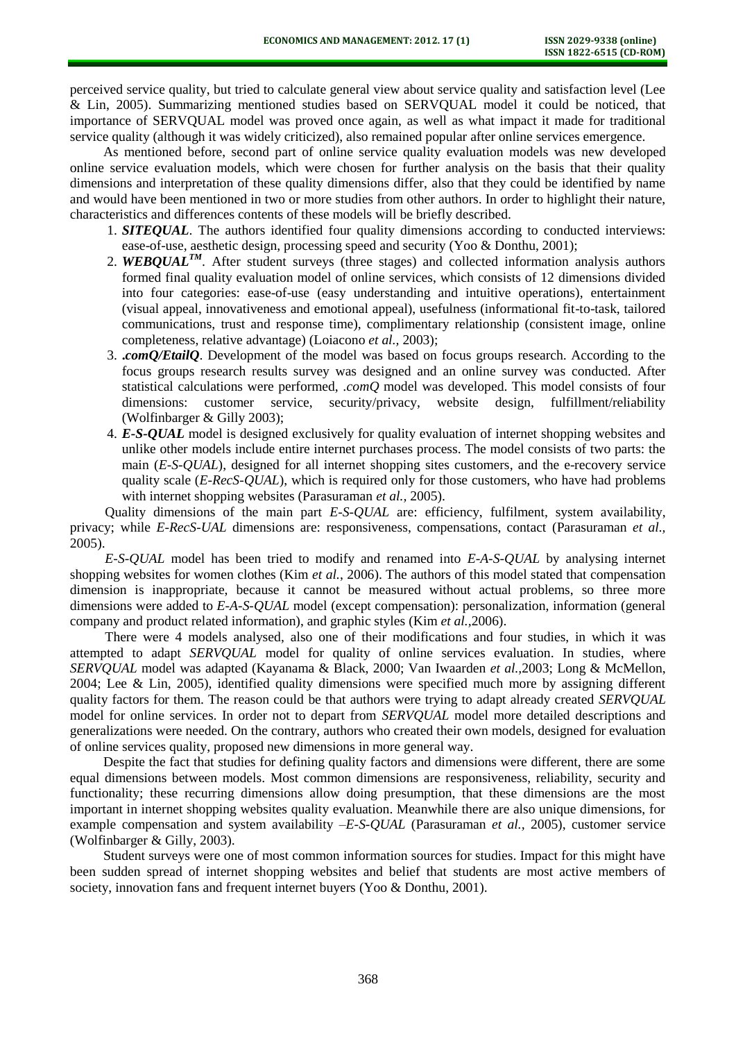perceived service quality, but tried to calculate general view about service quality and satisfaction level (Lee & Lin, 2005). Summarizing mentioned studies based on SERVQUAL model it could be noticed, that importance of SERVQUAL model was proved once again, as well as what impact it made for traditional service quality (although it was widely criticized), also remained popular after online services emergence.

As mentioned before, second part of online service quality evaluation models was new developed online service evaluation models, which were chosen for further analysis on the basis that their quality dimensions and interpretation of these quality dimensions differ, also that they could be identified by name and would have been mentioned in two or more studies from other authors. In order to highlight their nature, characteristics and differences contents of these models will be briefly described.

1. ***SITEQUAL***. The authors identified four quality dimensions according to conducted interviews: ease-of-use, aesthetic design, processing speed and security (Yoo & Donthu, 2001);
2. ***WEBQUAL™***. After student surveys (three stages) and collected information analysis authors formed final quality evaluation model of online services, which consists of 12 dimensions divided into four categories: ease-of-use (easy understanding and intuitive operations), entertainment (visual appeal, innovativeness and emotional appeal), usefulness (informational fit-to-task, tailored communications, trust and response time), complimentary relationship (consistent image, online completeness, relative advantage) (Loiacono *et al.,* 2003);
3. ***.comQ/EtailQ***. Development of the model was based on focus groups research. According to the focus groups research results survey was designed and an online survey was conducted. After statistical calculations were performed, *.comQ* model was developed. This model consists of four dimensions: customer service, security/privacy, website design, fulfillment/reliability (Wolfinbarger & Gilly 2003);
4. ***E-S-QUAL*** model is designed exclusively for quality evaluation of internet shopping websites and unlike other models include entire internet purchases process. The model consists of two parts: the main (*E-S-QUAL*), designed for all internet shopping sites customers, and the e-recovery service quality scale (*E-RecS-QUAL*), which is required only for those customers, who have had problems with internet shopping websites (Parasuraman *et al.,* 2005).

Quality dimensions of the main part *E-S-QUAL* are: efficiency, fulfilment, system availability, privacy; while *E-RecS-UAL* dimensions are: responsiveness, compensations, contact (Parasuraman *et al.,* 2005).

*E-S-QUAL* model has been tried to modify and renamed into *E-A-S-QUAL* by analysing internet shopping websites for women clothes (Kim *et al.*, 2006). The authors of this model stated that compensation dimension is inappropriate, because it cannot be measured without actual problems, so three more dimensions were added to *E-A-S-QUAL* model (except compensation): personalization, information (general company and product related information), and graphic styles (Kim *et al.,*2006).

There were 4 models analysed, also one of their modifications and four studies, in which it was attempted to adapt *SERVQUAL* model for quality of online services evaluation. In studies, where *SERVQUAL* model was adapted (Kayanama & Black, 2000; Van Iwaarden *et al.,*2003; Long & McMellon, 2004; Lee & Lin, 2005), identified quality dimensions were specified much more by assigning different quality factors for them. The reason could be that authors were trying to adapt already created *SERVQUAL* model for online services. In order not to depart from *SERVQUAL* model more detailed descriptions and generalizations were needed. On the contrary, authors who created their own models, designed for evaluation of online services quality, proposed new dimensions in more general way.

Despite the fact that studies for defining quality factors and dimensions were different, there are some equal dimensions between models. Most common dimensions are responsiveness, reliability, security and functionality; these recurring dimensions allow doing presumption, that these dimensions are the most important in internet shopping websites quality evaluation. Meanwhile there are also unique dimensions, for example compensation and system availability –*E-S-QUAL* (Parasuraman *et al.*, 2005), customer service (Wolfinbarger & Gilly, 2003).

Student surveys were one of most common information sources for studies. Impact for this might have been sudden spread of internet shopping websites and belief that students are most active members of society, innovation fans and frequent internet buyers (Yoo & Donthu, 2001).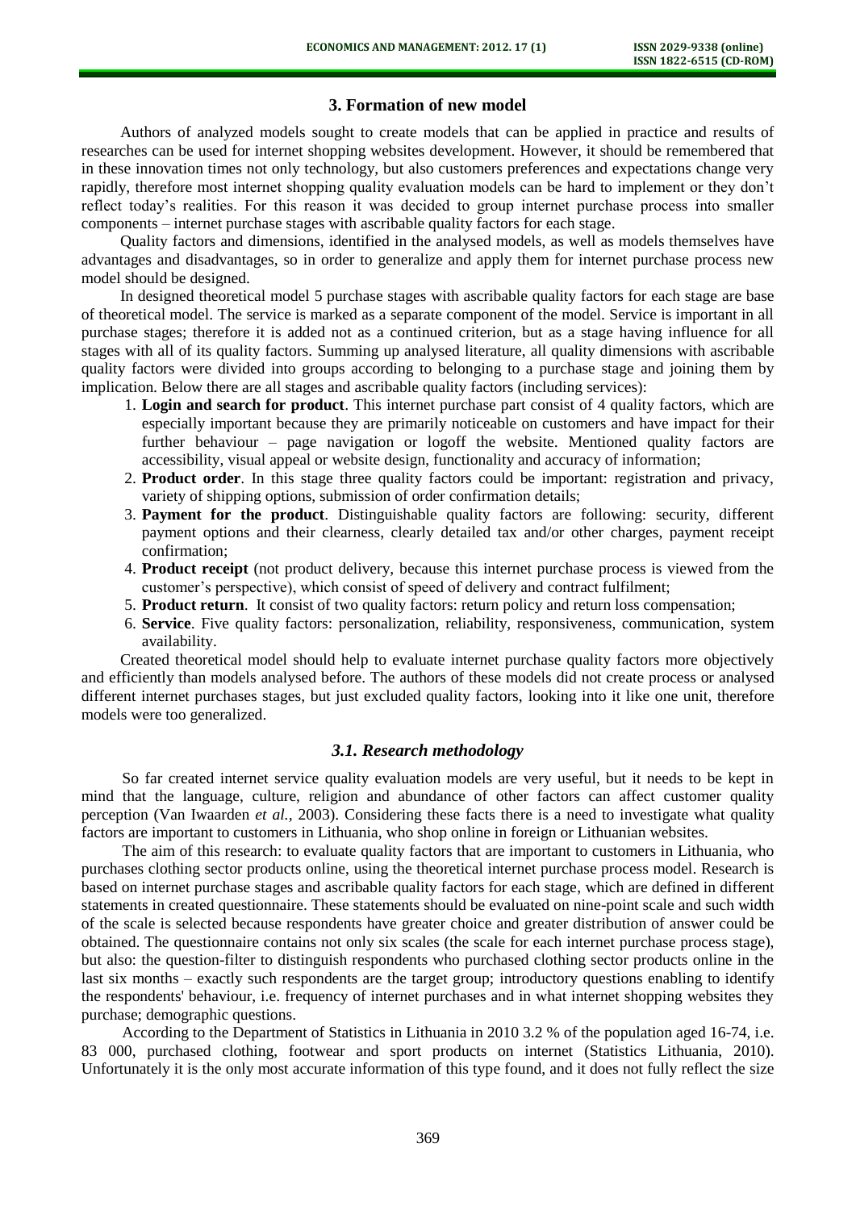## 3. Formation of new model

Authors of analyzed models sought to create models that can be applied in practice and results of researches can be used for internet shopping websites development. However, it should be remembered that in these innovation times not only technology, but also customers preferences and expectations change very rapidly, therefore most internet shopping quality evaluation models can be hard to implement or they don't reflect today's realities. For this reason it was decided to group internet purchase process into smaller components – internet purchase stages with ascribable quality factors for each stage.

Quality factors and dimensions, identified in the analysed models, as well as models themselves have advantages and disadvantages, so in order to generalize and apply them for internet purchase process new model should be designed.

In designed theoretical model 5 purchase stages with ascribable quality factors for each stage are base of theoretical model. The service is marked as a separate component of the model. Service is important in all purchase stages; therefore it is added not as a continued criterion, but as a stage having influence for all stages with all of its quality factors. Summing up analysed literature, all quality dimensions with ascribable quality factors were divided into groups according to belonging to a purchase stage and joining them by implication. Below there are all stages and ascribable quality factors (including services):

1. **Login and search for product**. This internet purchase part consist of 4 quality factors, which are especially important because they are primarily noticeable on customers and have impact for their further behaviour – page navigation or logoff the website. Mentioned quality factors are accessibility, visual appeal or website design, functionality and accuracy of information;
2. **Product order**. In this stage three quality factors could be important: registration and privacy, variety of shipping options, submission of order confirmation details;
3. **Payment for the product**. Distinguishable quality factors are following: security, different payment options and their clearness, clearly detailed tax and/or other charges, payment receipt confirmation;
4. **Product receipt** (not product delivery, because this internet purchase process is viewed from the customer's perspective), which consist of speed of delivery and contract fulfilment;
5. **Product return**. It consist of two quality factors: return policy and return loss compensation;
6. **Service**. Five quality factors: personalization, reliability, responsiveness, communication, system availability.

Created theoretical model should help to evaluate internet purchase quality factors more objectively and efficiently than models analysed before. The authors of these models did not create process or analysed different internet purchases stages, but just excluded quality factors, looking into it like one unit, therefore models were too generalized.

### *3.1. Research methodology*

So far created internet service quality evaluation models are very useful, but it needs to be kept in mind that the language, culture, religion and abundance of other factors can affect customer quality perception (Van Iwaarden *et al.*, 2003). Considering these facts there is a need to investigate what quality factors are important to customers in Lithuania, who shop online in foreign or Lithuanian websites.

The aim of this research: to evaluate quality factors that are important to customers in Lithuania, who purchases clothing sector products online, using the theoretical internet purchase process model. Research is based on internet purchase stages and ascribable quality factors for each stage, which are defined in different statements in created questionnaire. These statements should be evaluated on nine-point scale and such width of the scale is selected because respondents have greater choice and greater distribution of answer could be obtained. The questionnaire contains not only six scales (the scale for each internet purchase process stage), but also: the question-filter to distinguish respondents who purchased clothing sector products online in the last six months – exactly such respondents are the target group; introductory questions enabling to identify the respondents' behaviour, i.e. frequency of internet purchases and in what internet shopping websites they purchase; demographic questions.

According to the Department of Statistics in Lithuania in 2010 3.2 % of the population aged 16-74, i.e. 83 000, purchased clothing, footwear and sport products on internet (Statistics Lithuania, 2010). Unfortunately it is the only most accurate information of this type found, and it does not fully reflect the size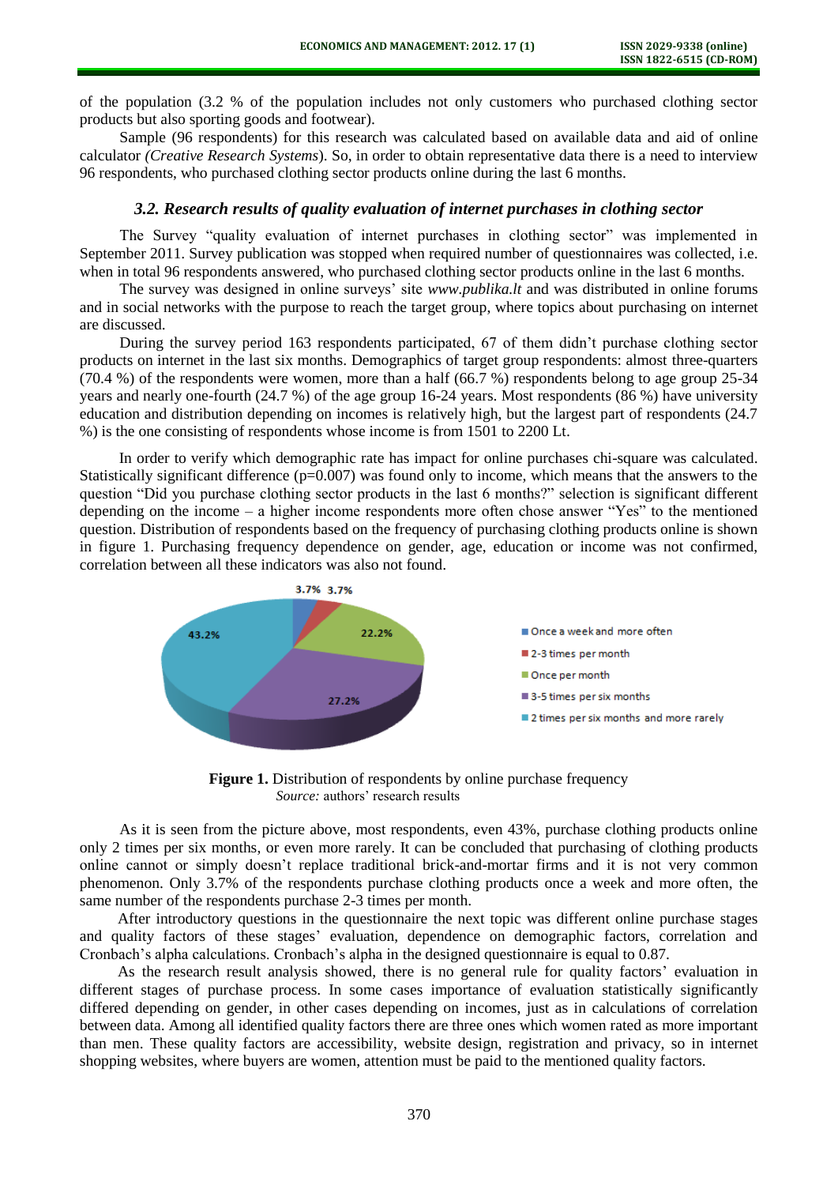of the population (3.2 % of the population includes not only customers who purchased clothing sector products but also sporting goods and footwear).

Sample (96 respondents) for this research was calculated based on available data and aid of online calculator *(Creative Research Systems)*. So, in order to obtain representative data there is a need to interview 96 respondents, who purchased clothing sector products online during the last 6 months.

### *3.2. Research results of quality evaluation of internet purchases in clothing sector*

The Survey "quality evaluation of internet purchases in clothing sector" was implemented in September 2011. Survey publication was stopped when required number of questionnaires was collected, i.e. when in total 96 respondents answered, who purchased clothing sector products online in the last 6 months.

The survey was designed in online surveys' site *www.publika.lt* and was distributed in online forums and in social networks with the purpose to reach the target group, where topics about purchasing on internet are discussed.

During the survey period 163 respondents participated, 67 of them didn't purchase clothing sector products on internet in the last six months. Demographics of target group respondents: almost three-quarters (70.4 %) of the respondents were women, more than a half (66.7 %) respondents belong to age group 25-34 years and nearly one-fourth (24.7 %) of the age group 16-24 years. Most respondents (86 %) have university education and distribution depending on incomes is relatively high, but the largest part of respondents (24.7 %) is the one consisting of respondents whose income is from 1501 to 2200 Lt.

In order to verify which demographic rate has impact for online purchases chi-square was calculated. Statistically significant difference ($p=0.007$) was found only to income, which means that the answers to the question "Did you purchase clothing sector products in the last 6 months?" selection is significant different depending on the income – a higher income respondents more often chose answer "Yes" to the mentioned question. Distribution of respondents based on the frequency of purchasing clothing products online is shown in figure 1. Purchasing frequency dependence on gender, age, education or income was not confirmed, correlation between all these indicators was also not found.

3.7% 3.7% 22.2% 27.2% 43.2%

- Once a week and more often
- 2-3 times per month
- Once per month
- 3-5 times per six months
- 2 times per six months and more rarely

**Figure 1.** Distribution of respondents by online purchase frequency
*Source:* authors' research results

As it is seen from the picture above, most respondents, even 43%, purchase clothing products online only 2 times per six months, or even more rarely. It can be concluded that purchasing of clothing products online cannot or simply doesn't replace traditional brick-and-mortar firms and it is not very common phenomenon. Only 3.7% of the respondents purchase clothing products once a week and more often, the same number of the respondents purchase 2-3 times per month.

After introductory questions in the questionnaire the next topic was different online purchase stages and quality factors of these stages' evaluation, dependence on demographic factors, correlation and Cronbach's alpha calculations. Cronbach's alpha in the designed questionnaire is equal to 0.87.

As the research result analysis showed, there is no general rule for quality factors' evaluation in different stages of purchase process. In some cases importance of evaluation statistically significantly differed depending on gender, in other cases depending on incomes, just as in calculations of correlation between data. Among all identified quality factors there are three ones which women rated as more important than men. These quality factors are accessibility, website design, registration and privacy, so in internet shopping websites, where buyers are women, attention must be paid to the mentioned quality factors.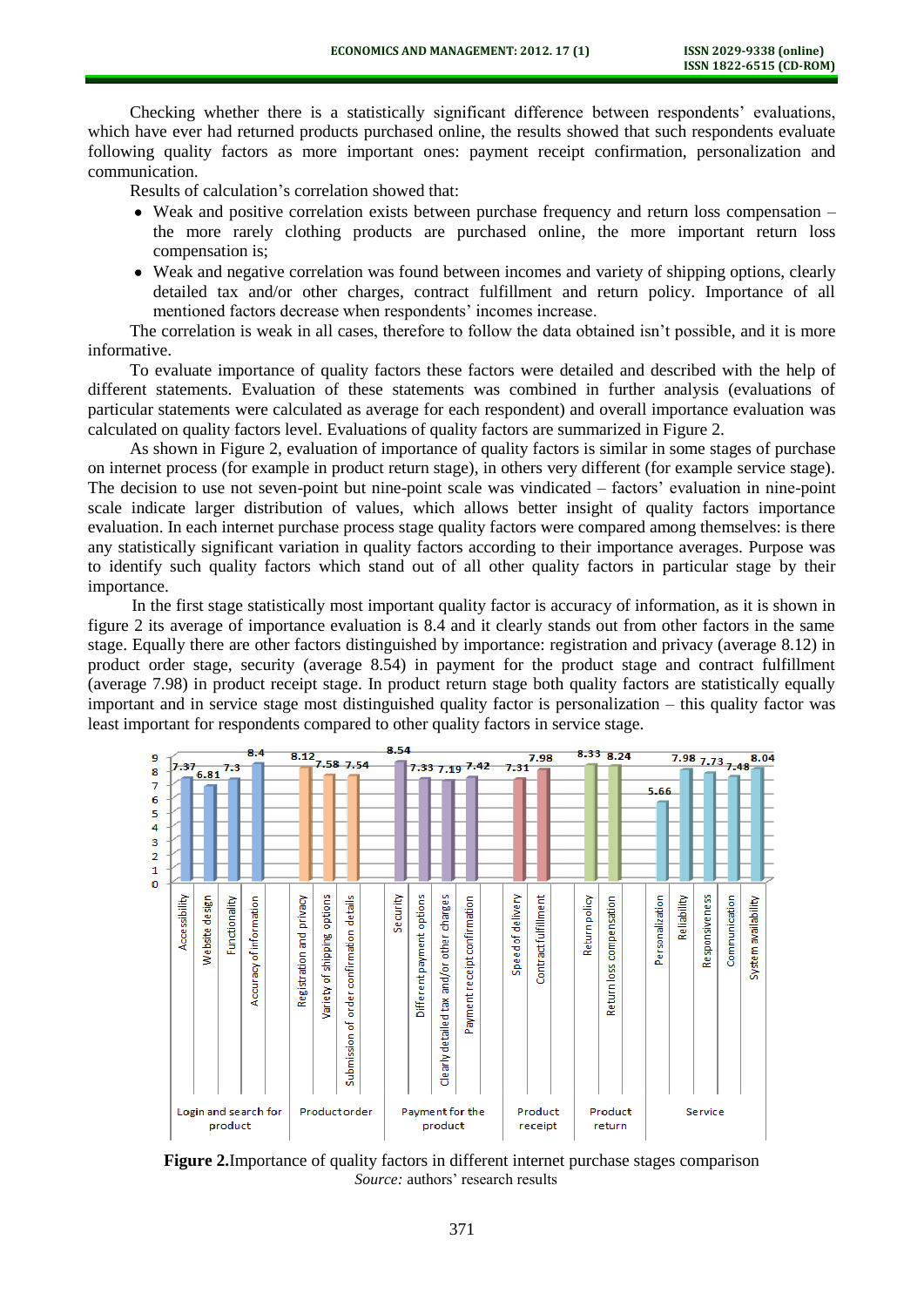Checking whether there is a statistically significant difference between respondents' evaluations, which have ever had returned products purchased online, the results showed that such respondents evaluate following quality factors as more important ones: payment receipt confirmation, personalization and communication.

Results of calculation's correlation showed that:

- Weak and positive correlation exists between purchase frequency and return loss compensation – the more rarely clothing products are purchased online, the more important return loss compensation is;
- Weak and negative correlation was found between incomes and variety of shipping options, clearly detailed tax and/or other charges, contract fulfillment and return policy. Importance of all mentioned factors decrease when respondents' incomes increase.

The correlation is weak in all cases, therefore to follow the data obtained isn't possible, and it is more informative.

To evaluate importance of quality factors these factors were detailed and described with the help of different statements. Evaluation of these statements was combined in further analysis (evaluations of particular statements were calculated as average for each respondent) and overall importance evaluation was calculated on quality factors level. Evaluations of quality factors are summarized in Figure 2.

As shown in Figure 2, evaluation of importance of quality factors is similar in some stages of purchase on internet process (for example in product return stage), in others very different (for example service stage). The decision to use not seven-point but nine-point scale was vindicated – factors' evaluation in nine-point scale indicate larger distribution of values, which allows better insight of quality factors importance evaluation. In each internet purchase process stage quality factors were compared among themselves: is there any statistically significant variation in quality factors according to their importance averages. Purpose was to identify such quality factors which stand out of all other quality factors in particular stage by their importance.

In the first stage statistically most important quality factor is accuracy of information, as it is shown in figure 2 its average of importance evaluation is 8.4 and it clearly stands out from other factors in the same stage. Equally there are other factors distinguished by importance: registration and privacy (average 8.12) in product order stage, security (average 8.54) in payment for the product stage and contract fulfillment (average 7.98) in product receipt stage. In product return stage both quality factors are statistically equally important and in service stage most distinguished quality factor is personalization – this quality factor was least important for respondents compared to other quality factors in service stage.

| Stage | Quality factor | Importance |
|---|---|---|
| Login and search for product | Accessibility | 7.37 |
| | Website design | 6.81 |
| | Functionality | 7.3 |
| | Accuracy of information | 8.4 |
| Product order | Registration and privacy | 8.12 |
| | Variety of shipping options | 7.58 |
| | Submission of order confirmation details | 7.54 |
| Payment for the product | Security | 8.54 |
| | Different payment options | 7.33 |
| | Clearly detailed tax and/or other charges | 7.19 |
| | Payment receipt confirmation | 7.42 |
| Product receipt | Speed of delivery | 7.31 |
| | Contract fulfillment | 7.98 |
| Product return | Return policy | 8.33 |
| | Return loss compensation | 8.24 |
| Service | Personalization | 5.66 |
| | Reliability | 7.98 |
| | Responsiveness | 7.73 |
| | Communication | 7.48 |
| | System availability | 8.04 |

**Figure 2.** Importance of quality factors in different internet purchase stages comparison

*Source:* authors' research results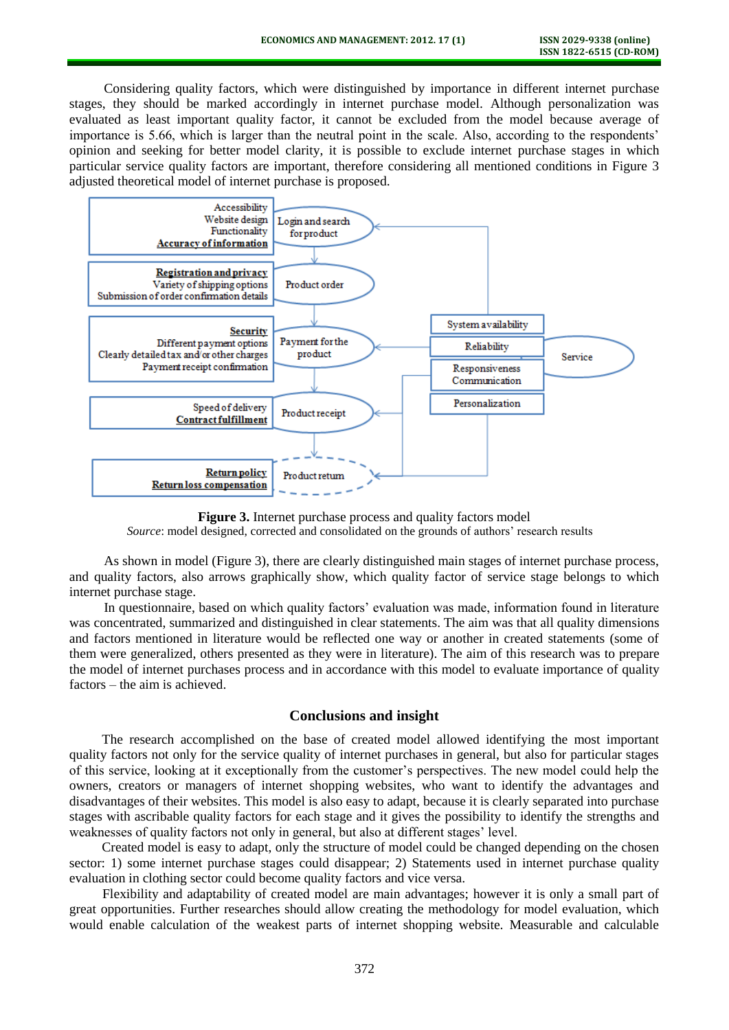Considering quality factors, which were distinguished by importance in different internet purchase stages, they should be marked accordingly in internet purchase model. Although personalization was evaluated as least important quality factor, it cannot be excluded from the model because average of importance is 5.66, which is larger than the neutral point in the scale. Also, according to the respondents' opinion and seeking for better model clarity, it is possible to exclude internet purchase stages in which particular service quality factors are important, therefore considering all mentioned conditions in Figure 3 adjusted theoretical model of internet purchase is proposed.

**Figure 3.** Internet purchase process and quality factors model

*Source*: model designed, corrected and consolidated on the grounds of authors' research results

As shown in model (Figure 3), there are clearly distinguished main stages of internet purchase process, and quality factors, also arrows graphically show, which quality factor of service stage belongs to which internet purchase stage.

In questionnaire, based on which quality factors' evaluation was made, information found in literature was concentrated, summarized and distinguished in clear statements. The aim was that all quality dimensions and factors mentioned in literature would be reflected one way or another in created statements (some of them were generalized, others presented as they were in literature). The aim of this research was to prepare the model of internet purchases process and in accordance with this model to evaluate importance of quality factors – the aim is achieved.

## Conclusions and insight

The research accomplished on the base of created model allowed identifying the most important quality factors not only for the service quality of internet purchases in general, but also for particular stages of this service, looking at it exceptionally from the customer's perspectives. The new model could help the owners, creators or managers of internet shopping websites, who want to identify the advantages and disadvantages of their websites. This model is also easy to adapt, because it is clearly separated into purchase stages with ascribable quality factors for each stage and it gives the possibility to identify the strengths and weaknesses of quality factors not only in general, but also at different stages' level.

Created model is easy to adapt, only the structure of model could be changed depending on the chosen sector: 1) some internet purchase stages could disappear; 2) Statements used in internet purchase quality evaluation in clothing sector could become quality factors and vice versa.

Flexibility and adaptability of created model are main advantages; however it is only a small part of great opportunities. Further researches should allow creating the methodology for model evaluation, which would enable calculation of the weakest parts of internet shopping website. Measurable and calculable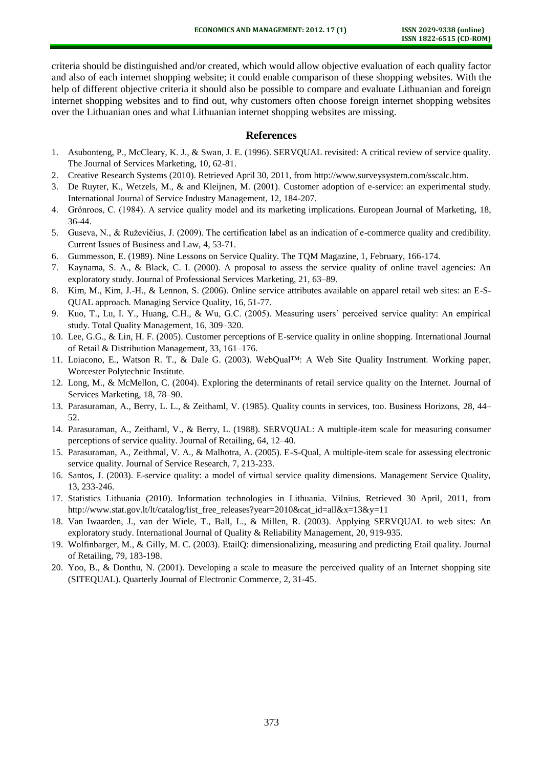criteria should be distinguished and/or created, which would allow objective evaluation of each quality factor and also of each internet shopping website; it could enable comparison of these shopping websites. With the help of different objective criteria it should also be possible to compare and evaluate Lithuanian and foreign internet shopping websites and to find out, why customers often choose foreign internet shopping websites over the Lithuanian ones and what Lithuanian internet shopping websites are missing.

## References

1. Asubonteng, P., McCleary, K. J., & Swan, J. E. (1996). SERVQUAL revisited: A critical review of service quality. The Journal of Services Marketing, 10, 62-81.
2. Creative Research Systems (2010). Retrieved April 30, 2011, from http://www.surveysystem.com/sscalc.htm.
3. De Ruyter, K., Wetzels, M., & and Kleijnen, M. (2001). Customer adoption of e-service: an experimental study. International Journal of Service Industry Management, 12, 184-207.
4. Grönroos, C. (1984). A service quality model and its marketing implications. European Journal of Marketing, 18, 36-44.
5. Guseva, N., & Ruževičius, J. (2009). The certification label as an indication of e-commerce quality and credibility. Current Issues of Business and Law, 4, 53-71.
6. Gummesson, E. (1989). Nine Lessons on Service Quality. The TQM Magazine, 1, February, 166-174.
7. Kaynama, S. A., & Black, C. I. (2000). A proposal to assess the service quality of online travel agencies: An exploratory study. Journal of Professional Services Marketing, 21, 63–89.
8. Kim, M., Kim, J.-H., & Lennon, S. (2006). Online service attributes available on apparel retail web sites: an E-S-QUAL approach. Managing Service Quality, 16, 51-77.
9. Kuo, T., Lu, I. Y., Huang, C.H., & Wu, G.C. (2005). Measuring users' perceived service quality: An empirical study. Total Quality Management, 16, 309–320.
10. Lee, G.G., & Lin, H. F. (2005). Customer perceptions of E-service quality in online shopping. International Journal of Retail & Distribution Management, 33, 161–176.
11. Loiacono, E., Watson R. T., & Dale G. (2003). WebQual™: A Web Site Quality Instrument. Working paper, Worcester Polytechnic Institute.
12. Long, M., & McMellon, C. (2004). Exploring the determinants of retail service quality on the Internet. Journal of Services Marketing, 18, 78–90.
13. Parasuraman, A., Berry, L. L., & Zeithaml, V. (1985). Quality counts in services, too. Business Horizons, 28, 44–52.
14. Parasuraman, A., Zeithaml, V., & Berry, L. (1988). SERVQUAL: A multiple-item scale for measuring consumer perceptions of service quality. Journal of Retailing, 64, 12–40.
15. Parasuraman, A., Zeithmal, V. A., & Malhotra, A. (2005). E-S-Qual, A multiple-item scale for assessing electronic service quality. Journal of Service Research, 7, 213-233.
16. Santos, J. (2003). E-service quality: a model of virtual service quality dimensions. Management Service Quality, 13, 233-246.
17. Statistics Lithuania (2010). Information technologies in Lithuania. Vilnius. Retrieved 30 April, 2011, from http://www.stat.gov.lt/lt/catalog/list_free_releases?year=2010&cat_id=all&x=13&y=11
18. Van Iwaarden, J., van der Wiele, T., Ball, L., & Millen, R. (2003). Applying SERVQUAL to web sites: An exploratory study. International Journal of Quality & Reliability Management, 20, 919-935.
19. Wolfinbarger, M., & Gilly, M. C. (2003). EtailQ: dimensionalizing, measuring and predicting Etail quality. Journal of Retailing, 79, 183-198.
20. Yoo, B., & Donthu, N. (2001). Developing a scale to measure the perceived quality of an Internet shopping site (SITEQUAL). Quarterly Journal of Electronic Commerce, 2, 31-45.